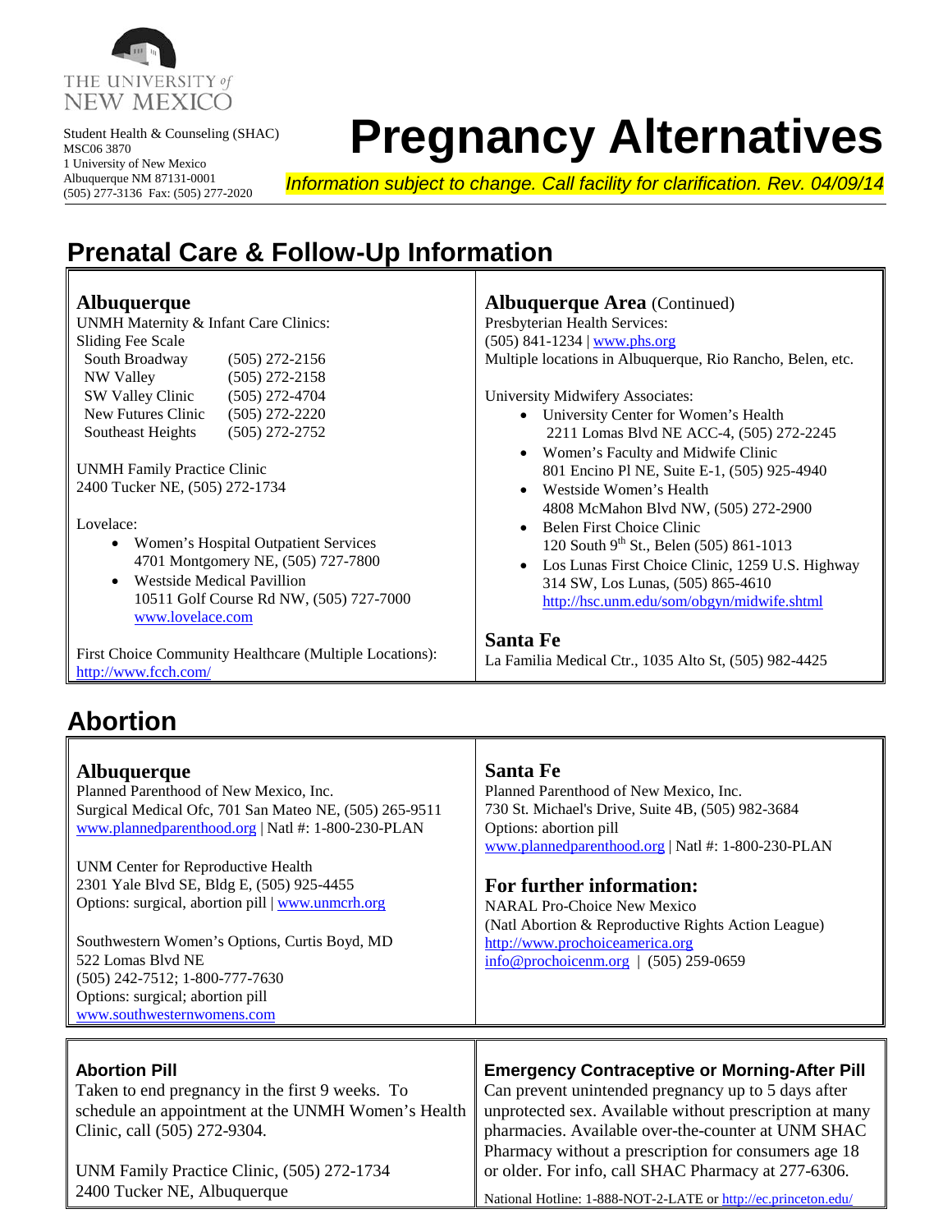THE UNIVERSITY of NEW MEXICO

Student Health & Counseling (SHAC)
MSC06 3870
1 University of New Mexico
Albuquerque NM 87131-0001
(505) 277-3136 Fax: (505) 277-2020

# Pregnancy Alternatives

*Information subject to change. Call facility for clarification. Rev. 04/09/14*

## Prenatal Care & Follow-Up Information

### Albuquerque

UNMH Maternity & Infant Care Clinics:
Sliding Fee Scale

| | |
|---|---|
| South Broadway | (505) 272-2156 |
| NW Valley | (505) 272-2158 |
| SW Valley Clinic | (505) 272-4704 |
| New Futures Clinic | (505) 272-2220 |
| Southeast Heights | (505) 272-2752 |

UNMH Family Practice Clinic
2400 Tucker NE, (505) 272-1734

Lovelace:

- Women's Hospital Outpatient Services
  4701 Montgomery NE, (505) 727-7800
- Westside Medical Pavillion
  10511 Golf Course Rd NW, (505) 727-7000
  www.lovelace.com

First Choice Community Healthcare (Multiple Locations):
http://www.fcch.com/

### Albuquerque Area (Continued)

Presbyterian Health Services:
(505) 841-1234 | www.phs.org
Multiple locations in Albuquerque, Rio Rancho, Belen, etc.

University Midwifery Associates:

- University Center for Women's Health
  2211 Lomas Blvd NE ACC-4, (505) 272-2245
- Women's Faculty and Midwife Clinic
  801 Encino Pl NE, Suite E-1, (505) 925-4940
- Westside Women's Health
  4808 McMahon Blvd NW, (505) 272-2900
- Belen First Choice Clinic
  120 South 9th St., Belen (505) 861-1013
- Los Lunas First Choice Clinic, 1259 U.S. Highway 314 SW, Los Lunas, (505) 865-4610
  http://hsc.unm.edu/som/obgyn/midwife.shtml

### Santa Fe

La Familia Medical Ctr., 1035 Alto St, (505) 982-4425

## Abortion

### Albuquerque

Planned Parenthood of New Mexico, Inc.
Surgical Medical Ofc, 701 San Mateo NE, (505) 265-9511
www.plannedparenthood.org | Natl #: 1-800-230-PLAN

UNM Center for Reproductive Health
2301 Yale Blvd SE, Bldg E, (505) 925-4455
Options: surgical, abortion pill | www.unmcrh.org

Southwestern Women's Options, Curtis Boyd, MD
522 Lomas Blvd NE
(505) 242-7512; 1-800-777-7630
Options: surgical; abortion pill
www.southwesternwomens.com

### Santa Fe

Planned Parenthood of New Mexico, Inc.
730 St. Michael's Drive, Suite 4B, (505) 982-3684
Options: abortion pill
www.plannedparenthood.org | Natl #: 1-800-230-PLAN

### For further information:

NARAL Pro-Choice New Mexico
(Natl Abortion & Reproductive Rights Action League)
http://www.prochoiceamerica.org
info@prochoicenm.org | (505) 259-0659

### Abortion Pill

Taken to end pregnancy in the first 9 weeks. To schedule an appointment at the UNMH Women's Health Clinic, call (505) 272-9304.

UNM Family Practice Clinic, (505) 272-1734
2400 Tucker NE, Albuquerque

### Emergency Contraceptive or Morning-After Pill

Can prevent unintended pregnancy up to 5 days after unprotected sex. Available without prescription at many pharmacies. Available over-the-counter at UNM SHAC Pharmacy without a prescription for consumers age 18 or older. For info, call SHAC Pharmacy at 277-6306.

National Hotline: 1-888-NOT-2-LATE or http://ec.princeton.edu/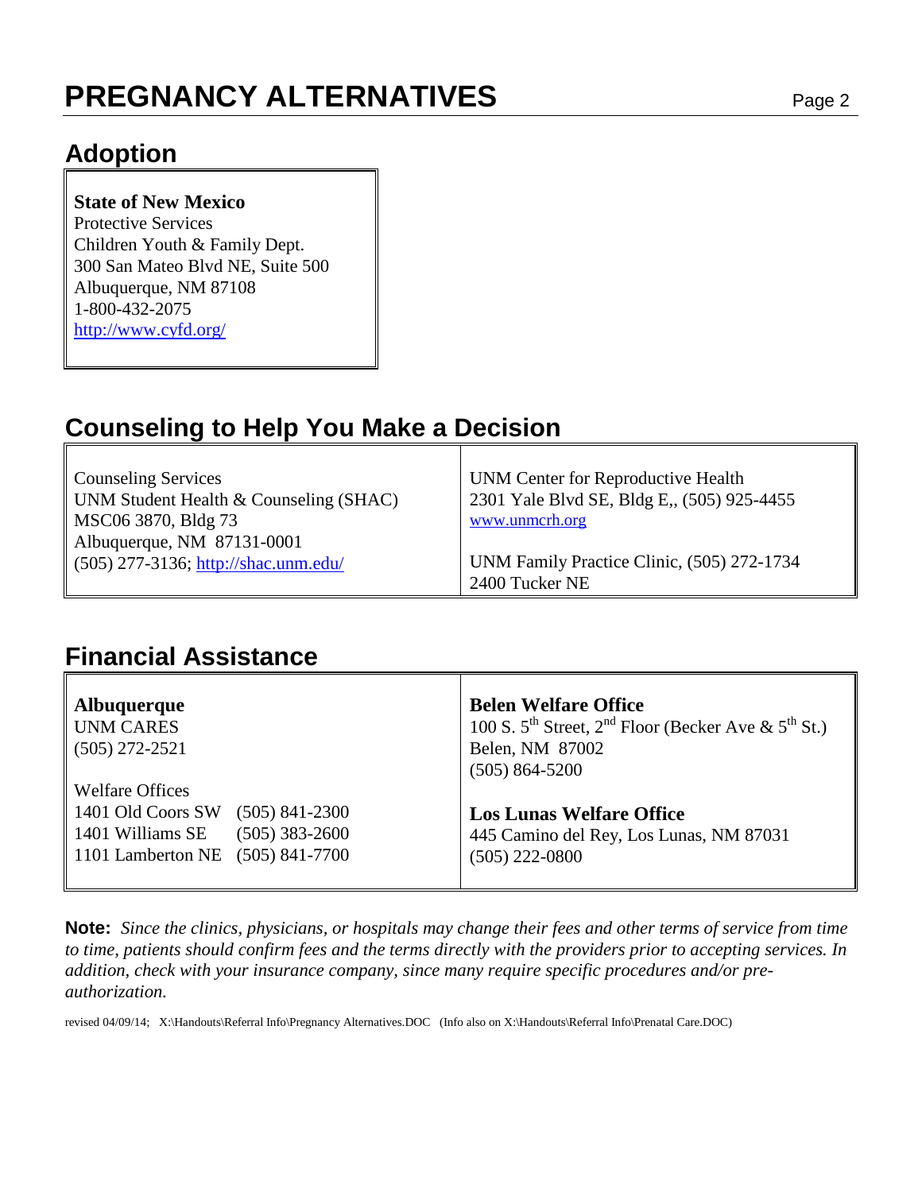# PREGNANCY ALTERNATIVES

## Adoption

**State of New Mexico**
Protective Services
Children Youth & Family Dept.
300 San Mateo Blvd NE, Suite 500
Albuquerque, NM 87108
1-800-432-2075
http://www.cyfd.org/

## Counseling to Help You Make a Decision

| | |
|---|---|
| Counseling Services<br>UNM Student Health & Counseling (SHAC)<br>MSC06 3870, Bldg 73<br>Albuquerque, NM 87131-0001<br>(505) 277-3136; http://shac.unm.edu/ | UNM Center for Reproductive Health<br>2301 Yale Blvd SE, Bldg E,, (505) 925-4455<br>www.unmcrh.org<br><br>UNM Family Practice Clinic, (505) 272-1734<br>2400 Tucker NE |

## Financial Assistance

| | |
|---|---|
| **Albuquerque**<br>UNM CARES<br>(505) 272-2521<br><br>Welfare Offices<br>1401 Old Coors SW (505) 841-2300<br>1401 Williams SE (505) 383-2600<br>1101 Lamberton NE (505) 841-7700 | **Belen Welfare Office**<br>100 S. 5th Street, 2nd Floor (Becker Ave & 5th St.)<br>Belen, NM 87002<br>(505) 864-5200<br><br>**Los Lunas Welfare Office**<br>445 Camino del Rey, Los Lunas, NM 87031<br>(505) 222-0800 |

**Note:** *Since the clinics, physicians, or hospitals may change their fees and other terms of service from time to time, patients should confirm fees and the terms directly with the providers prior to accepting services. In addition, check with your insurance company, since many require specific procedures and/or pre-authorization.*

revised 04/09/14; X:\Handouts\Referral Info\Pregnancy Alternatives.DOC (Info also on X:\Handouts\Referral Info\Prenatal Care.DOC)